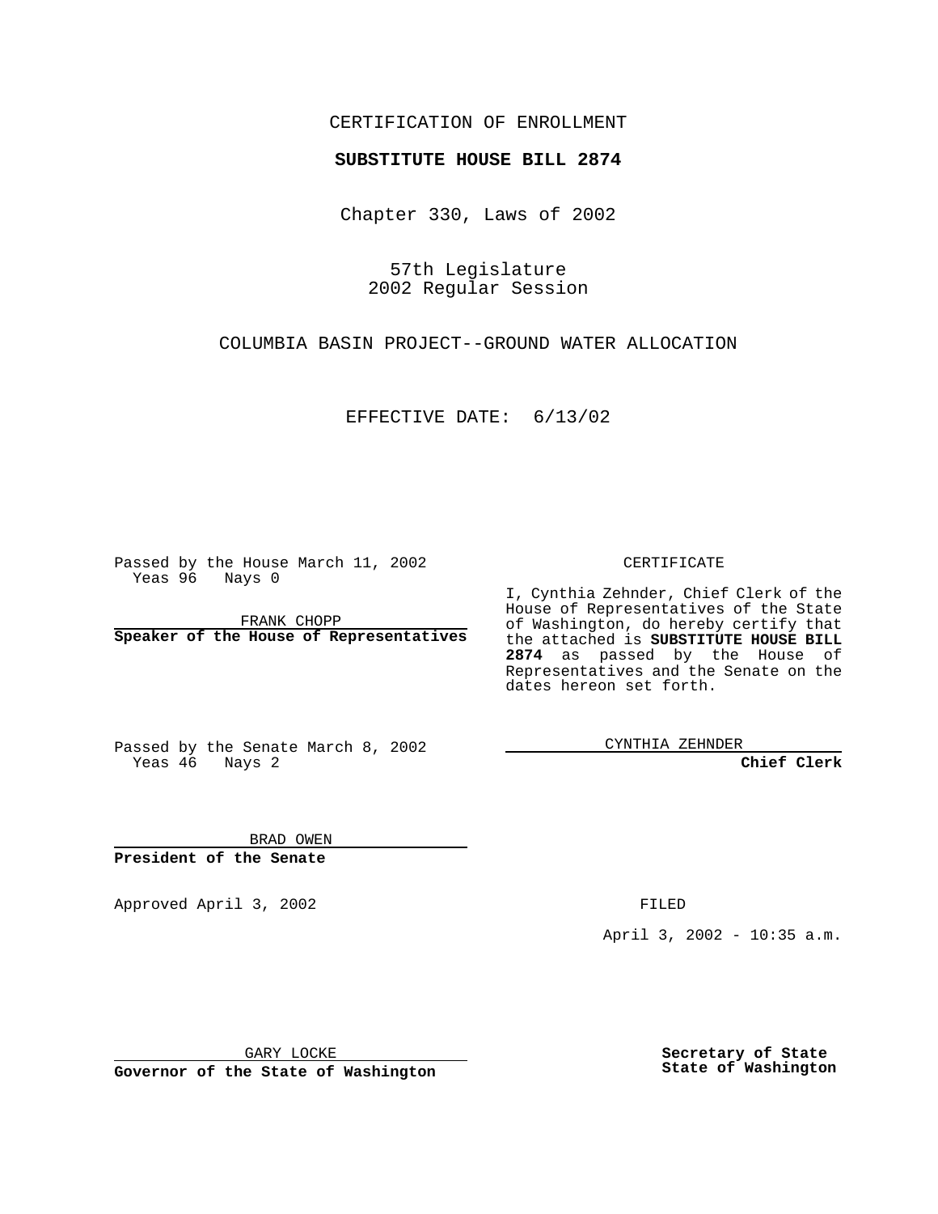CERTIFICATION OF ENROLLMENT

**SUBSTITUTE HOUSE BILL 2874**

Chapter 330, Laws of 2002

57th Legislature
2002 Regular Session

COLUMBIA BASIN PROJECT--GROUND WATER ALLOCATION

EFFECTIVE DATE: 6/13/02

Passed by the House March 11, 2002
Yeas 96 Nays 0

FRANK CHOPP
**Speaker of the House of Representatives**

Passed by the Senate March 8, 2002
Yeas 46 Nays 2

BRAD OWEN
**President of the Senate**

CERTIFICATE

I, Cynthia Zehnder, Chief Clerk of the House of Representatives of the State of Washington, do hereby certify that the attached is **SUBSTITUTE HOUSE BILL 2874** as passed by the House of Representatives and the Senate on the dates hereon set forth.

CYNTHIA ZEHNDER
**Chief Clerk**

Approved April 3, 2002

GARY LOCKE
**Governor of the State of Washington**

FILED

April 3, 2002 - 10:35 a.m.

**Secretary of State**
**State of Washington**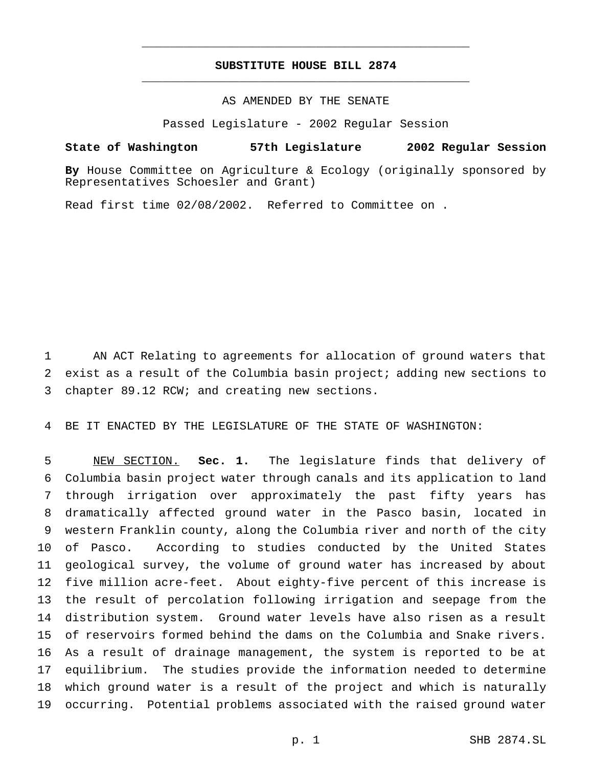# SUBSTITUTE HOUSE BILL 2874

AS AMENDED BY THE SENATE

Passed Legislature - 2002 Regular Session

**State of Washington 57th Legislature 2002 Regular Session**

**By** House Committee on Agriculture & Ecology (originally sponsored by Representatives Schoesler and Grant)

Read first time 02/08/2002. Referred to Committee on .

AN ACT Relating to agreements for allocation of ground waters that exist as a result of the Columbia basin project; adding new sections to chapter 89.12 RCW; and creating new sections.

BE IT ENACTED BY THE LEGISLATURE OF THE STATE OF WASHINGTON:

NEW SECTION. **Sec. 1.** The legislature finds that delivery of Columbia basin project water through canals and its application to land through irrigation over approximately the past fifty years has dramatically affected ground water in the Pasco basin, located in western Franklin county, along the Columbia river and north of the city of Pasco. According to studies conducted by the United States geological survey, the volume of ground water has increased by about five million acre-feet. About eighty-five percent of this increase is the result of percolation following irrigation and seepage from the distribution system. Ground water levels have also risen as a result of reservoirs formed behind the dams on the Columbia and Snake rivers. As a result of drainage management, the system is reported to be at equilibrium. The studies provide the information needed to determine which ground water is a result of the project and which is naturally occurring. Potential problems associated with the raised ground water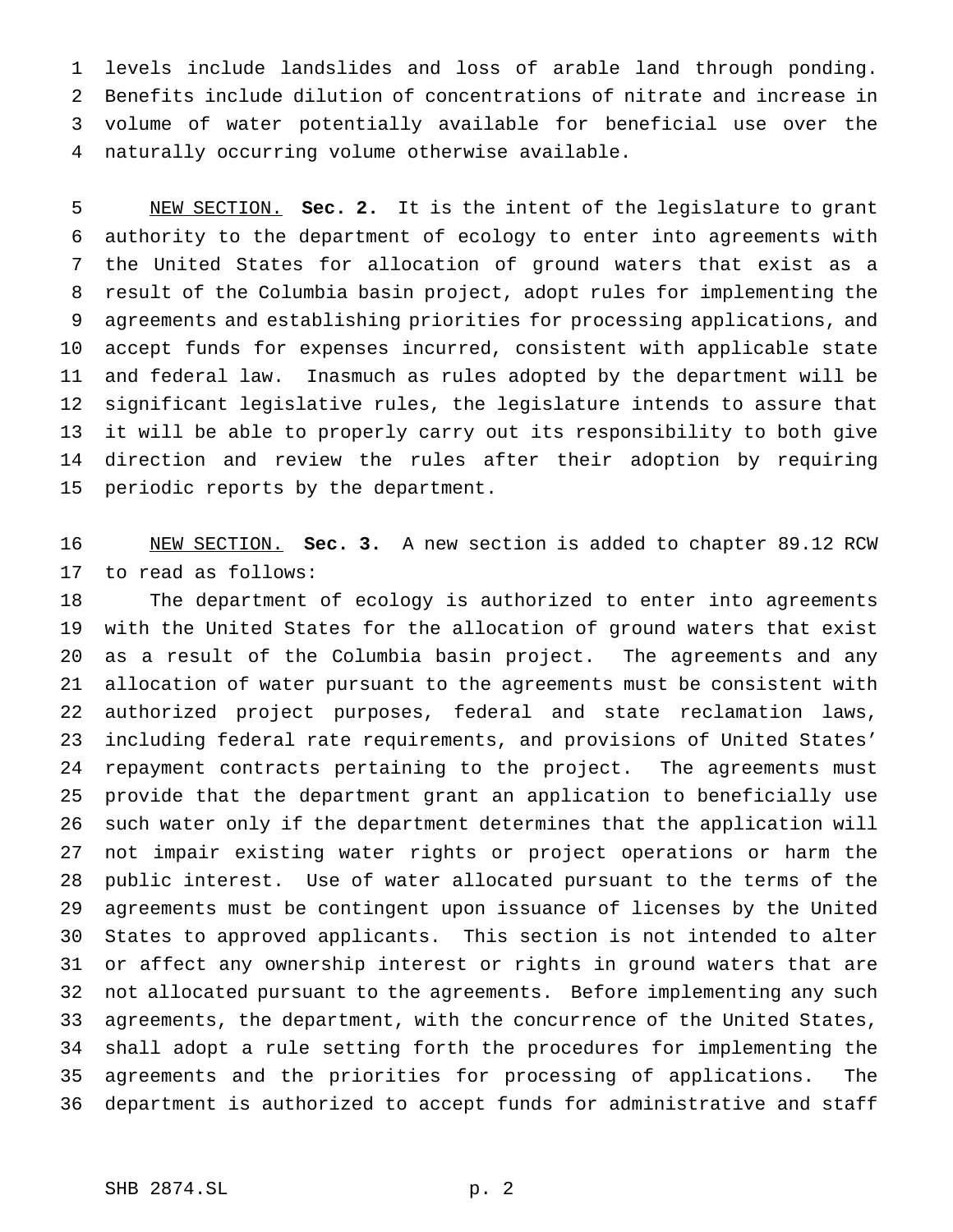levels include landslides and loss of arable land through ponding. Benefits include dilution of concentrations of nitrate and increase in volume of water potentially available for beneficial use over the naturally occurring volume otherwise available.

NEW SECTION. **Sec. 2.** It is the intent of the legislature to grant authority to the department of ecology to enter into agreements with the United States for allocation of ground waters that exist as a result of the Columbia basin project, adopt rules for implementing the agreements and establishing priorities for processing applications, and accept funds for expenses incurred, consistent with applicable state and federal law. Inasmuch as rules adopted by the department will be significant legislative rules, the legislature intends to assure that it will be able to properly carry out its responsibility to both give direction and review the rules after their adoption by requiring periodic reports by the department.

NEW SECTION. **Sec. 3.** A new section is added to chapter 89.12 RCW to read as follows:

The department of ecology is authorized to enter into agreements with the United States for the allocation of ground waters that exist as a result of the Columbia basin project. The agreements and any allocation of water pursuant to the agreements must be consistent with authorized project purposes, federal and state reclamation laws, including federal rate requirements, and provisions of United States' repayment contracts pertaining to the project. The agreements must provide that the department grant an application to beneficially use such water only if the department determines that the application will not impair existing water rights or project operations or harm the public interest. Use of water allocated pursuant to the terms of the agreements must be contingent upon issuance of licenses by the United States to approved applicants. This section is not intended to alter or affect any ownership interest or rights in ground waters that are not allocated pursuant to the agreements. Before implementing any such agreements, the department, with the concurrence of the United States, shall adopt a rule setting forth the procedures for implementing the agreements and the priorities for processing of applications. The department is authorized to accept funds for administrative and staff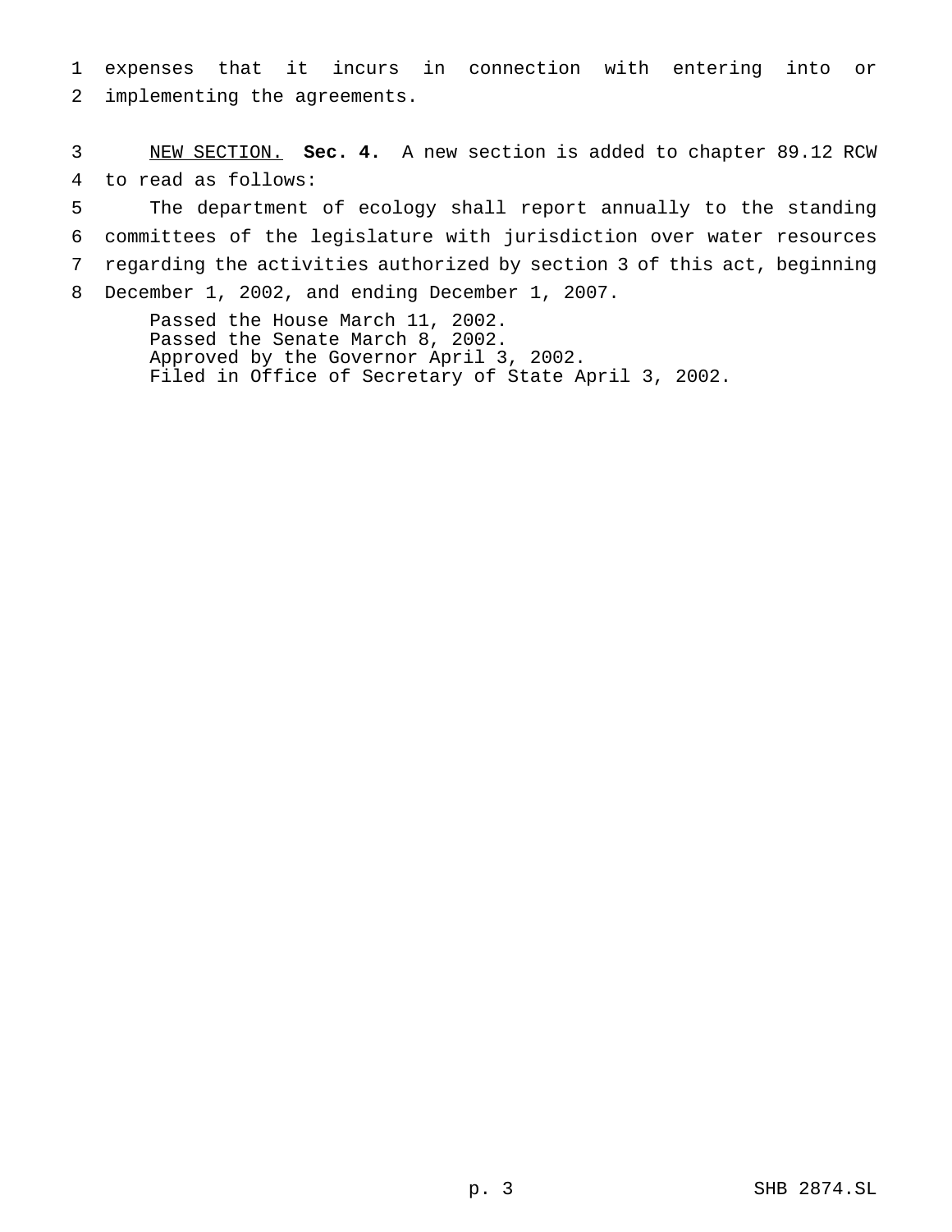expenses that it incurs in connection with entering into or implementing the agreements.

NEW SECTION. **Sec. 4.** A new section is added to chapter 89.12 RCW to read as follows:

The department of ecology shall report annually to the standing committees of the legislature with jurisdiction over water resources regarding the activities authorized by section 3 of this act, beginning December 1, 2002, and ending December 1, 2007.

Passed the House March 11, 2002.
Passed the Senate March 8, 2002.
Approved by the Governor April 3, 2002.
Filed in Office of Secretary of State April 3, 2002.